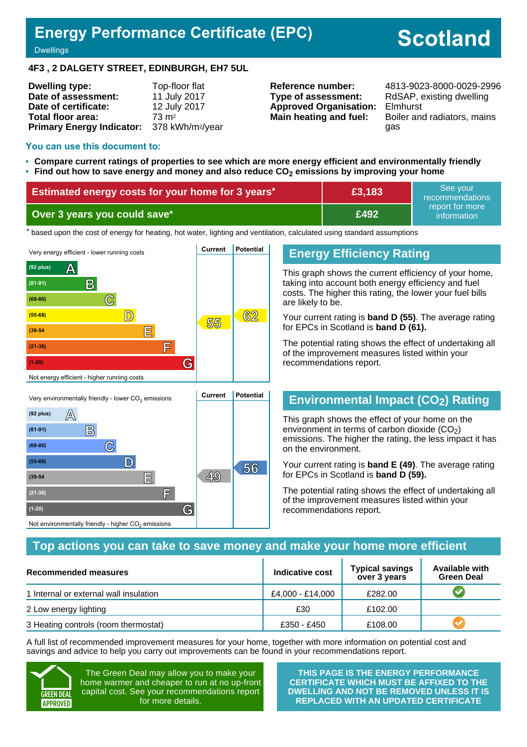# Energy Performance Certificate (EPC)

Dwellings

**Scotland**

**4F3 , 2 DALGETY STREET, EDINBURGH, EH7 5UL**

| | |
|---|---|
| **Dwelling type:** | Top-floor flat |
| **Date of assessment:** | 11 July 2017 |
| **Date of certificate:** | 12 July 2017 |
| **Total floor area:** | 73 m² |
| **Primary Energy Indicator:** | 378 kWh/m²/year |

| | |
|---|---|
| **Reference number:** | 4813-9023-8000-0029-2996 |
| **Type of assessment:** | RdSAP, existing dwelling |
| **Approved Organisation:** | Elmhurst |
| **Main heating and fuel:** | Boiler and radiators, mains gas |

## You can use this document to:

- **Compare current ratings of properties to see which are more energy efficient and environmentally friendly**
- **Find out how to save energy and money and also reduce $CO_2$ emissions by improving your home**

| | | |
|---|---|---|
| **Estimated energy costs for your home for 3 years*** | **£3,183** | See your recommendations report for more information |
| **Over 3 years you could save*** | **£492** | |

\* based upon the cost of energy for heating, hot water, lighting and ventilation, calculated using standard assumptions

| Very energy efficient - lower running costs | Current | Potential |
|---|---|---|
| (92 plus) A | | |
| (81-91) B | | |
| (69-80) C | | |
| (55-68) D | 55 | 62 |
| (39-54) E | | |
| (21-38) F | | |
| (1-20) G | | |
| Not energy efficient - higher running costs | | |

## Energy Efficiency Rating

This graph shows the current efficiency of your home, taking into account both energy efficiency and fuel costs. The higher this rating, the lower your fuel bills are likely to be.

Your current rating is **band D (55)**. The average rating for EPCs in Scotland is **band D (61).**

The potential rating shows the effect of undertaking all of the improvement measures listed within your recommendations report.

| Very environmentally friendly - lower $CO_2$ emissions | Current | Potential |
|---|---|---|
| (92 plus) A | | |
| (81-91) B | | |
| (69-80) C | | |
| (55-68) D | | 56 |
| (39-54) E | 49 | |
| (21-38) F | | |
| (1-20) G | | |
| Not environmentally friendly - higher $CO_2$ emissions | | |

## Environmental Impact ($CO_2$) Rating

This graph shows the effect of your home on the environment in terms of carbon dioxide ($CO_2$) emissions. The higher the rating, the less impact it has on the environment.

Your current rating is **band E (49)**. The average rating for EPCs in Scotland is **band D (59).**

The potential rating shows the effect of undertaking all of the improvement measures listed within your recommendations report.

## Top actions you can take to save money and make your home more efficient

| Recommended measures | Indicative cost | Typical savings over 3 years | Available with Green Deal |
|---|---|---|---|
| 1 Internal or external wall insulation | £4,000 - £14,000 | £282.00 | ✔ |
| 2 Low energy lighting | £30 | £102.00 | |
| 3 Heating controls (room thermostat) | £350 - £450 | £108.00 | ✔ |

A full list of recommended improvement measures for your home, together with more information on potential cost and savings and advice to help you carry out improvements can be found in your recommendations report.

GREEN DEAL APPROVED

The Green Deal may allow you to make your home warmer and cheaper to run at no up-front capital cost. See your recommendations report for more details.

**THIS PAGE IS THE ENERGY PERFORMANCE CERTIFICATE WHICH MUST BE AFFIXED TO THE DWELLING AND NOT BE REMOVED UNLESS IT IS REPLACED WITH AN UPDATED CERTIFICATE**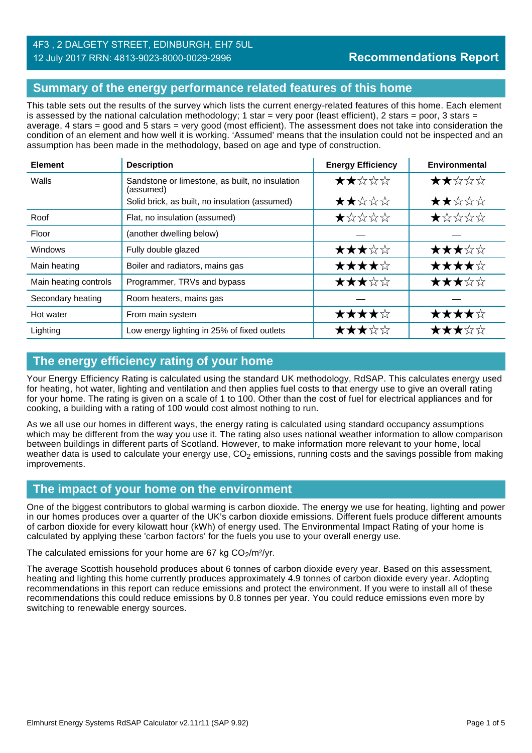4F3 , 2 DALGETY STREET, EDINBURGH, EH7 5UL
12 July 2017 RRN: 4813-9023-8000-0029-2996

**Recommendations Report**

## Summary of the energy performance related features of this home

This table sets out the results of the survey which lists the current energy-related features of this home. Each element is assessed by the national calculation methodology; 1 star = very poor (least efficient), 2 stars = poor, 3 stars = average, 4 stars = good and 5 stars = very good (most efficient). The assessment does not take into consideration the condition of an element and how well it is working. 'Assumed' means that the insulation could not be inspected and an assumption has been made in the methodology, based on age and type of construction.

| Element | Description | Energy Efficiency | Environmental |
|---|---|---|---|
| Walls | Sandstone or limestone, as built, no insulation (assumed) | ★★☆☆☆ | ★★☆☆☆ |
| | Solid brick, as built, no insulation (assumed) | ★★☆☆☆ | ★★☆☆☆ |
| Roof | Flat, no insulation (assumed) | ★☆☆☆☆ | ★☆☆☆☆ |
| Floor | (another dwelling below) | — | — |
| Windows | Fully double glazed | ★★★☆☆ | ★★★☆☆ |
| Main heating | Boiler and radiators, mains gas | ★★★★☆ | ★★★★☆ |
| Main heating controls | Programmer, TRVs and bypass | ★★★☆☆ | ★★★☆☆ |
| Secondary heating | Room heaters, mains gas | — | — |
| Hot water | From main system | ★★★★☆ | ★★★★☆ |
| Lighting | Low energy lighting in 25% of fixed outlets | ★★★☆☆ | ★★★☆☆ |

## The energy efficiency rating of your home

Your Energy Efficiency Rating is calculated using the standard UK methodology, RdSAP. This calculates energy used for heating, hot water, lighting and ventilation and then applies fuel costs to that energy use to give an overall rating for your home. The rating is given on a scale of 1 to 100. Other than the cost of fuel for electrical appliances and for cooking, a building with a rating of 100 would cost almost nothing to run.

As we all use our homes in different ways, the energy rating is calculated using standard occupancy assumptions which may be different from the way you use it. The rating also uses national weather information to allow comparison between buildings in different parts of Scotland. However, to make information more relevant to your home, local weather data is used to calculate your energy use, $CO_2$ emissions, running costs and the savings possible from making improvements.

## The impact of your home on the environment

One of the biggest contributors to global warming is carbon dioxide. The energy we use for heating, lighting and power in our homes produces over a quarter of the UK's carbon dioxide emissions. Different fuels produce different amounts of carbon dioxide for every kilowatt hour (kWh) of energy used. The Environmental Impact Rating of your home is calculated by applying these 'carbon factors' for the fuels you use to your overall energy use.

The calculated emissions for your home are 67 kg $CO_2/m^2/yr$.

The average Scottish household produces about 6 tonnes of carbon dioxide every year. Based on this assessment, heating and lighting this home currently produces approximately 4.9 tonnes of carbon dioxide every year. Adopting recommendations in this report can reduce emissions and protect the environment. If you were to install all of these recommendations this could reduce emissions by 0.8 tonnes per year. You could reduce emissions even more by switching to renewable energy sources.

Elmhurst Energy Systems RdSAP Calculator v2.11r11 (SAP 9.92)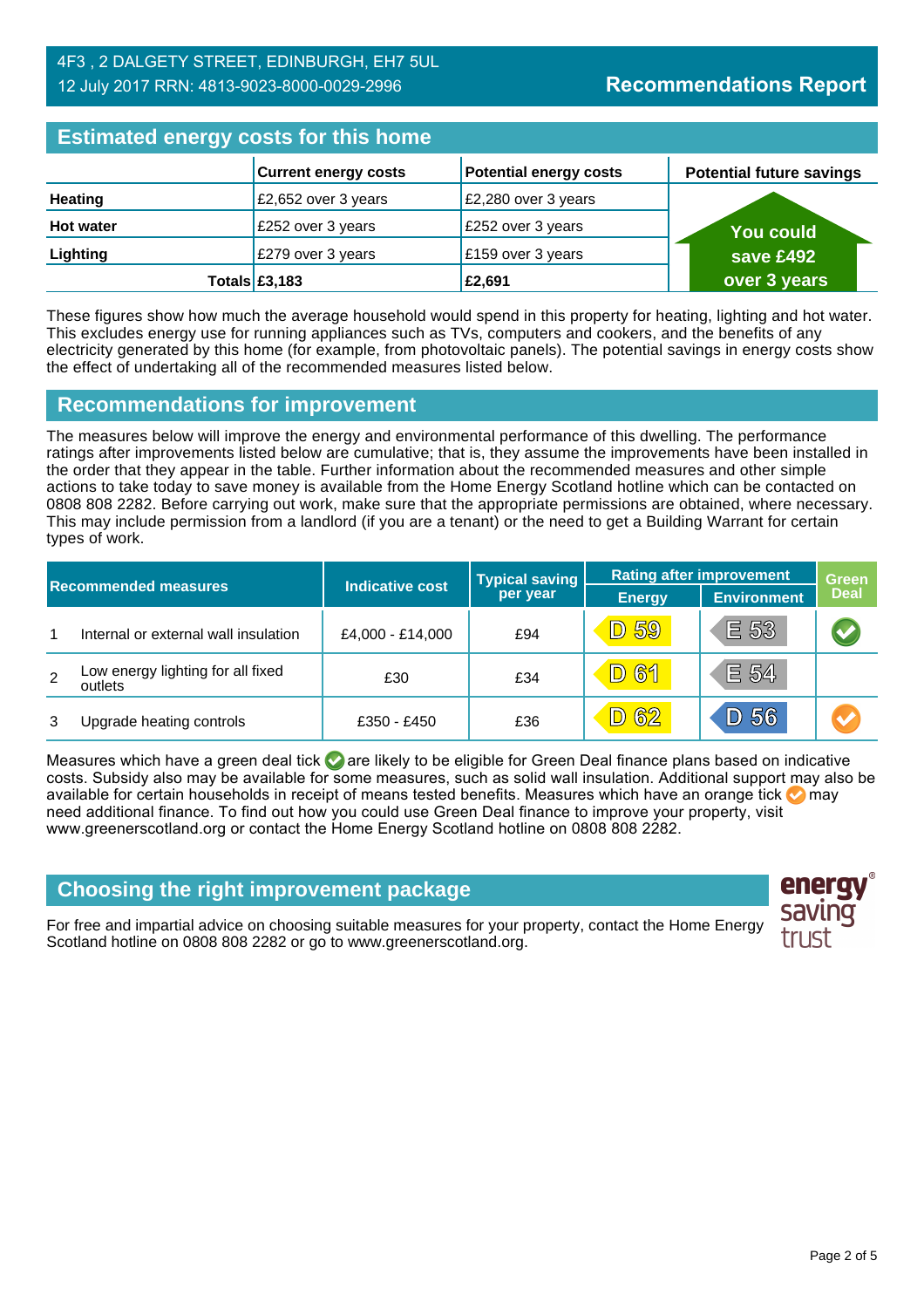4F3 , 2 DALGETY STREET, EDINBURGH, EH7 5UL
12 July 2017 RRN: 4813-9023-8000-0029-2996

**Recommendations Report**

## Estimated energy costs for this home

| | Current energy costs | Potential energy costs | Potential future savings |
|---|---|---|---|
| **Heating** | £2,652 over 3 years | £2,280 over 3 years | You could save £492 over 3 years |
| **Hot water** | £252 over 3 years | £252 over 3 years | |
| **Lighting** | £279 over 3 years | £159 over 3 years | |
| **Totals** | **£3,183** | **£2,691** | |

These figures show how much the average household would spend in this property for heating, lighting and hot water. This excludes energy use for running appliances such as TVs, computers and cookers, and the benefits of any electricity generated by this home (for example, from photovoltaic panels). The potential savings in energy costs show the effect of undertaking all of the recommended measures listed below.

## Recommendations for improvement

The measures below will improve the energy and environmental performance of this dwelling. The performance ratings after improvements listed below are cumulative; that is, they assume the improvements have been installed in the order that they appear in the table. Further information about the recommended measures and other simple actions to take today to save money is available from the Home Energy Scotland hotline which can be contacted on 0808 808 2282. Before carrying out work, make sure that the appropriate permissions are obtained, where necessary. This may include permission from a landlord (if you are a tenant) or the need to get a Building Warrant for certain types of work.

| Recommended measures | | Indicative cost | Typical saving per year | Rating after improvement | | Green Deal |
|---|---|---|---|---|---|---|
| | | | | Energy | Environment | |
| 1 | Internal or external wall insulation | £4,000 - £14,000 | £94 | D 59 | E 53 | green tick |
| 2 | Low energy lighting for all fixed outlets | £30 | £34 | D 61 | E 54 | |
| 3 | Upgrade heating controls | £350 - £450 | £36 | D 62 | D 56 | orange tick |

Measures which have a green deal tick are likely to be eligible for Green Deal finance plans based on indicative costs. Subsidy also may be available for some measures, such as solid wall insulation. Additional support may also be available for certain households in receipt of means tested benefits. Measures which have an orange tick may need additional finance. To find out how you could use Green Deal finance to improve your property, visit www.greenerscotland.org or contact the Home Energy Scotland hotline on 0808 808 2282.

## Choosing the right improvement package

For free and impartial advice on choosing suitable measures for your property, contact the Home Energy Scotland hotline on 0808 808 2282 or go to www.greenerscotland.org.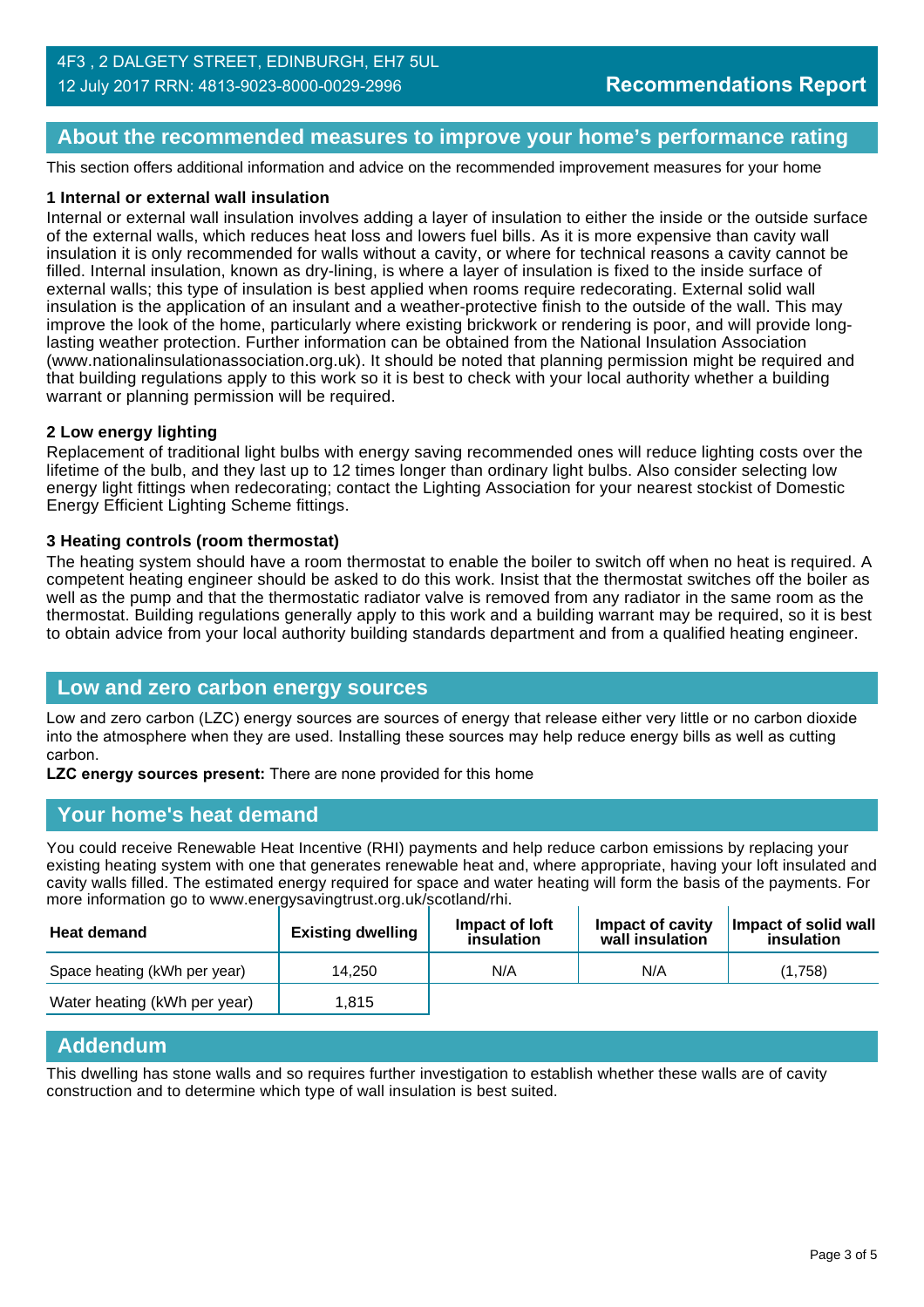## About the recommended measures to improve your home's performance rating

This section offers additional information and advice on the recommended improvement measures for your home

### 1 Internal or external wall insulation

Internal or external wall insulation involves adding a layer of insulation to either the inside or the outside surface of the external walls, which reduces heat loss and lowers fuel bills. As it is more expensive than cavity wall insulation it is only recommended for walls without a cavity, or where for technical reasons a cavity cannot be filled. Internal insulation, known as dry-lining, is where a layer of insulation is fixed to the inside surface of external walls; this type of insulation is best applied when rooms require redecorating. External solid wall insulation is the application of an insulant and a weather-protective finish to the outside of the wall. This may improve the look of the home, particularly where existing brickwork or rendering is poor, and will provide long-lasting weather protection. Further information can be obtained from the National Insulation Association (www.nationalinsulationassociation.org.uk). It should be noted that planning permission might be required and that building regulations apply to this work so it is best to check with your local authority whether a building warrant or planning permission will be required.

### 2 Low energy lighting

Replacement of traditional light bulbs with energy saving recommended ones will reduce lighting costs over the lifetime of the bulb, and they last up to 12 times longer than ordinary light bulbs. Also consider selecting low energy light fittings when redecorating; contact the Lighting Association for your nearest stockist of Domestic Energy Efficient Lighting Scheme fittings.

### 3 Heating controls (room thermostat)

The heating system should have a room thermostat to enable the boiler to switch off when no heat is required. A competent heating engineer should be asked to do this work. Insist that the thermostat switches off the boiler as well as the pump and that the thermostatic radiator valve is removed from any radiator in the same room as the thermostat. Building regulations generally apply to this work and a building warrant may be required, so it is best to obtain advice from your local authority building standards department and from a qualified heating engineer.

## Low and zero carbon energy sources

Low and zero carbon (LZC) energy sources are sources of energy that release either very little or no carbon dioxide into the atmosphere when they are used. Installing these sources may help reduce energy bills as well as cutting carbon.

**LZC energy sources present:** There are none provided for this home

## Your home's heat demand

You could receive Renewable Heat Incentive (RHI) payments and help reduce carbon emissions by replacing your existing heating system with one that generates renewable heat and, where appropriate, having your loft insulated and cavity walls filled. The estimated energy required for space and water heating will form the basis of the payments. For more information go to www.energysavingtrust.org.uk/scotland/rhi.

| Heat demand | Existing dwelling | Impact of loft insulation | Impact of cavity wall insulation | Impact of solid wall insulation |
|---|---|---|---|---|
| Space heating (kWh per year) | 14,250 | N/A | N/A | (1,758) |
| Water heating (kWh per year) | 1,815 | | | |

## Addendum

This dwelling has stone walls and so requires further investigation to establish whether these walls are of cavity construction and to determine which type of wall insulation is best suited.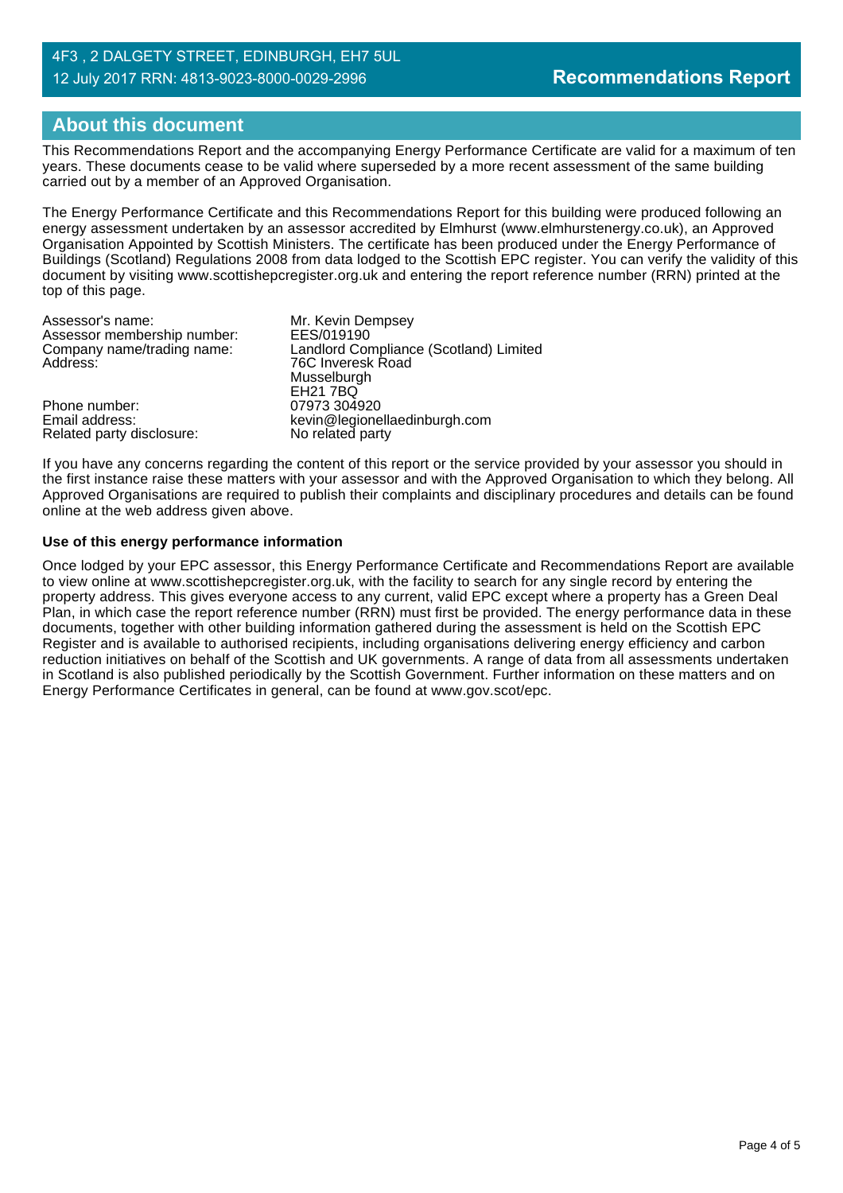## About this document

This Recommendations Report and the accompanying Energy Performance Certificate are valid for a maximum of ten years. These documents cease to be valid where superseded by a more recent assessment of the same building carried out by a member of an Approved Organisation.

The Energy Performance Certificate and this Recommendations Report for this building were produced following an energy assessment undertaken by an assessor accredited by Elmhurst (www.elmhurstenergy.co.uk), an Approved Organisation Appointed by Scottish Ministers. The certificate has been produced under the Energy Performance of Buildings (Scotland) Regulations 2008 from data lodged to the Scottish EPC register. You can verify the validity of this document by visiting www.scottishepcregister.org.uk and entering the report reference number (RRN) printed at the top of this page.

| | |
|---|---|
| Assessor's name: | Mr. Kevin Dempsey |
| Assessor membership number: | EES/019190 |
| Company name/trading name: | Landlord Compliance (Scotland) Limited |
| Address: | 76C Inveresk Road<br>Musselburgh<br>EH21 7BQ |
| Phone number: | 07973 304920 |
| Email address: | kevin@legionellaedinburgh.com |
| Related party disclosure: | No related party |

If you have any concerns regarding the content of this report or the service provided by your assessor you should in the first instance raise these matters with your assessor and with the Approved Organisation to which they belong. All Approved Organisations are required to publish their complaints and disciplinary procedures and details can be found online at the web address given above.

**Use of this energy performance information**

Once lodged by your EPC assessor, this Energy Performance Certificate and Recommendations Report are available to view online at www.scottishepcregister.org.uk, with the facility to search for any single record by entering the property address. This gives everyone access to any current, valid EPC except where a property has a Green Deal Plan, in which case the report reference number (RRN) must first be provided. The energy performance data in these documents, together with other building information gathered during the assessment is held on the Scottish EPC Register and is available to authorised recipients, including organisations delivering energy efficiency and carbon reduction initiatives on behalf of the Scottish and UK governments. A range of data from all assessments undertaken in Scotland is also published periodically by the Scottish Government. Further information on these matters and on Energy Performance Certificates in general, can be found at www.gov.scot/epc.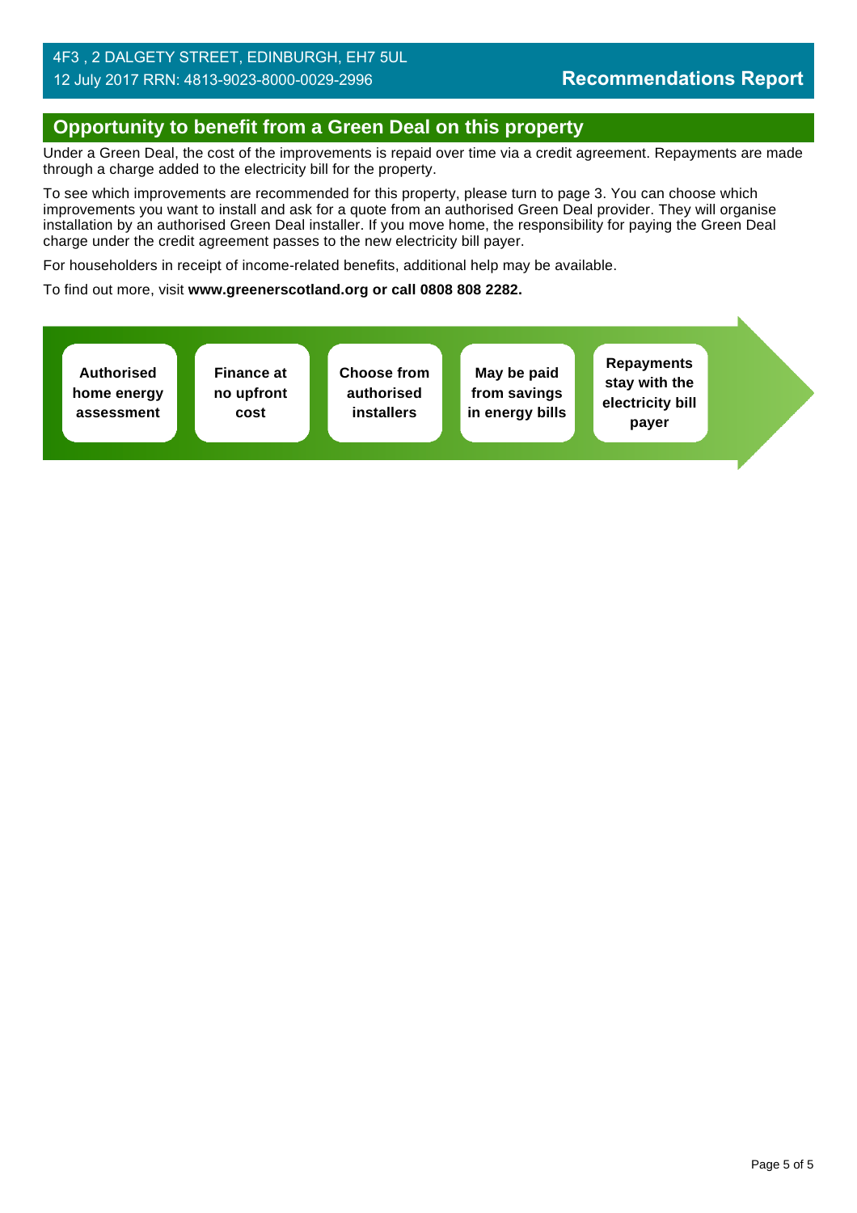## Opportunity to benefit from a Green Deal on this property

Under a Green Deal, the cost of the improvements is repaid over time via a credit agreement. Repayments are made through a charge added to the electricity bill for the property.

To see which improvements are recommended for this property, please turn to page 3. You can choose which improvements you want to install and ask for a quote from an authorised Green Deal provider. They will organise installation by an authorised Green Deal installer. If you move home, the responsibility for paying the Green Deal charge under the credit agreement passes to the new electricity bill payer.

For householders in receipt of income-related benefits, additional help may be available.

To find out more, visit **www.greenerscotland.org or call 0808 808 2282.**

**Authorised home energy assessment**

**Finance at no upfront cost**

**Choose from authorised installers**

**May be paid from savings in energy bills**

**Repayments stay with the electricity bill payer**